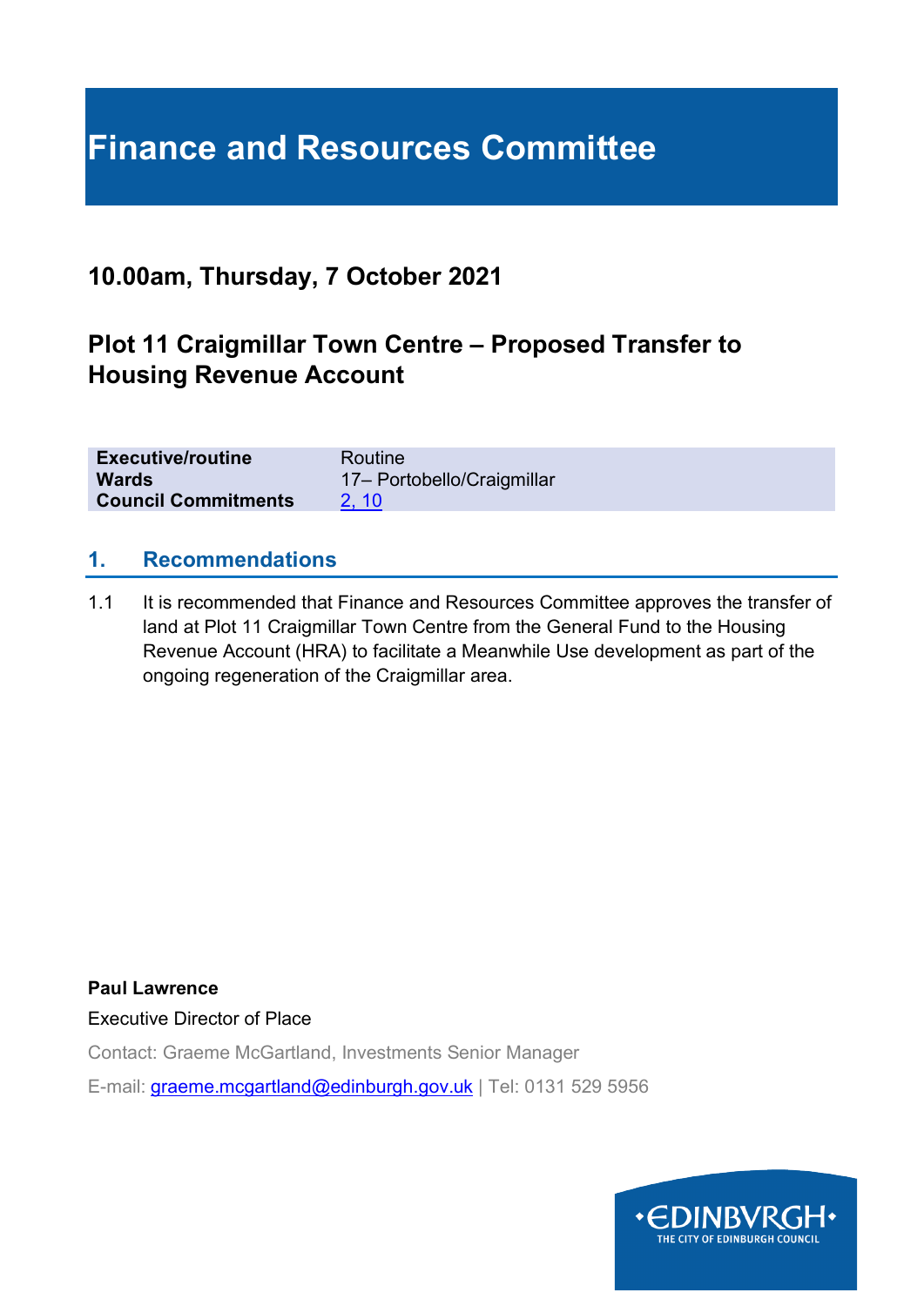# Finance and Resources Committee

## 10.00am, Thursday, 7 October 2021

## Plot 11 Craigmillar Town Centre – Proposed Transfer to Housing Revenue Account

| | |
|---|---|
| **Executive/routine** | Routine |
| **Wards** | 17– Portobello/Craigmillar |
| **Council Commitments** | 2, 10 |

### 1. Recommendations

1.1 It is recommended that Finance and Resources Committee approves the transfer of land at Plot 11 Craigmillar Town Centre from the General Fund to the Housing Revenue Account (HRA) to facilitate a Meanwhile Use development as part of the ongoing regeneration of the Craigmillar area.

**Paul Lawrence**

Executive Director of Place

Contact: Graeme McGartland, Investments Senior Manager

E-mail: graeme.mcgartland@edinburgh.gov.uk | Tel: 0131 529 5956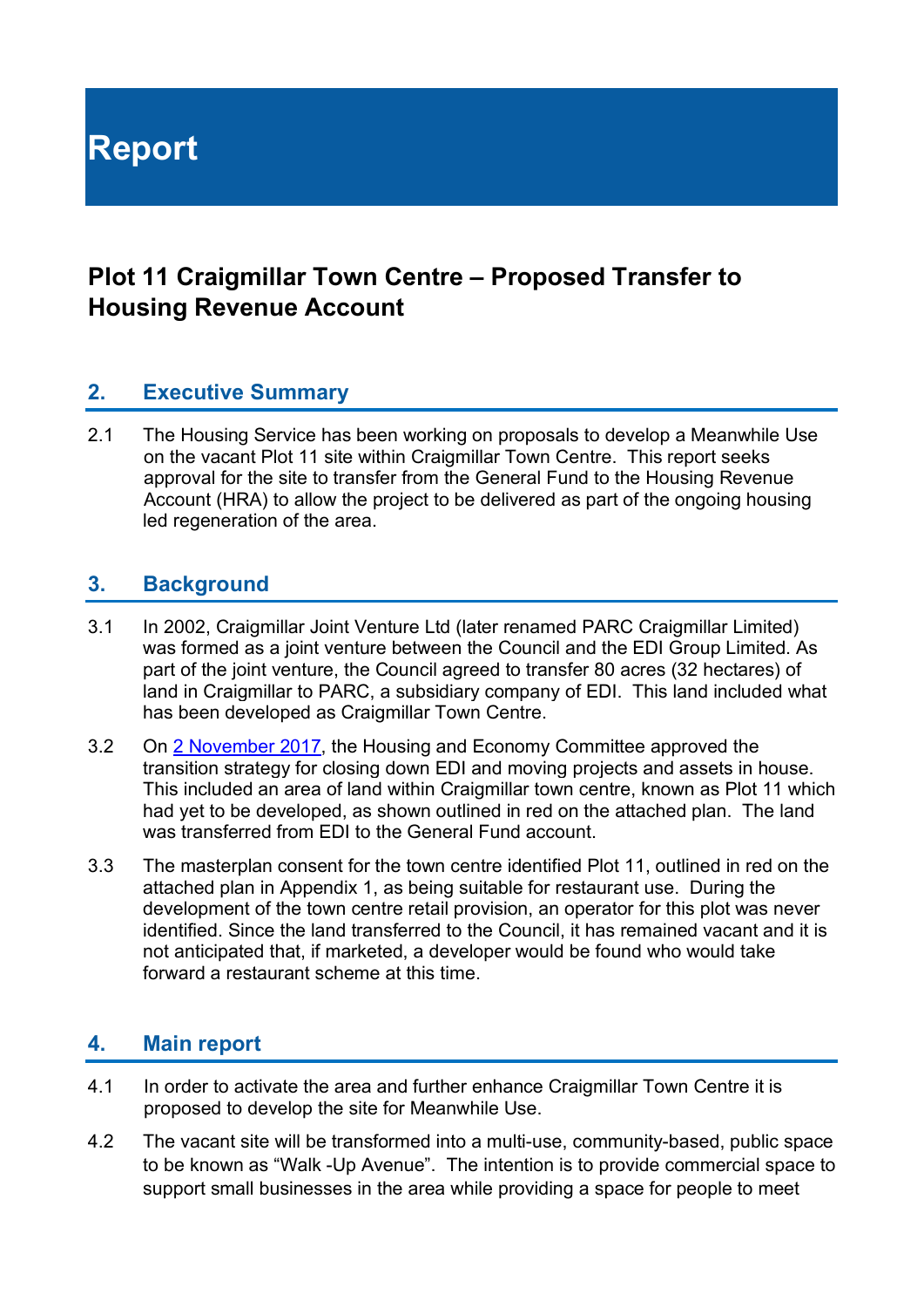# Report

## Plot 11 Craigmillar Town Centre – Proposed Transfer to Housing Revenue Account

### 2. Executive Summary

2.1 The Housing Service has been working on proposals to develop a Meanwhile Use on the vacant Plot 11 site within Craigmillar Town Centre. This report seeks approval for the site to transfer from the General Fund to the Housing Revenue Account (HRA) to allow the project to be delivered as part of the ongoing housing led regeneration of the area.

### 3. Background

3.1 In 2002, Craigmillar Joint Venture Ltd (later renamed PARC Craigmillar Limited) was formed as a joint venture between the Council and the EDI Group Limited. As part of the joint venture, the Council agreed to transfer 80 acres (32 hectares) of land in Craigmillar to PARC, a subsidiary company of EDI. This land included what has been developed as Craigmillar Town Centre.

3.2 On 2 November 2017, the Housing and Economy Committee approved the transition strategy for closing down EDI and moving projects and assets in house. This included an area of land within Craigmillar town centre, known as Plot 11 which had yet to be developed, as shown outlined in red on the attached plan. The land was transferred from EDI to the General Fund account.

3.3 The masterplan consent for the town centre identified Plot 11, outlined in red on the attached plan in Appendix 1, as being suitable for restaurant use. During the development of the town centre retail provision, an operator for this plot was never identified. Since the land transferred to the Council, it has remained vacant and it is not anticipated that, if marketed, a developer would be found who would take forward a restaurant scheme at this time.

### 4. Main report

4.1 In order to activate the area and further enhance Craigmillar Town Centre it is proposed to develop the site for Meanwhile Use.

4.2 The vacant site will be transformed into a multi-use, community-based, public space to be known as "Walk -Up Avenue". The intention is to provide commercial space to support small businesses in the area while providing a space for people to meet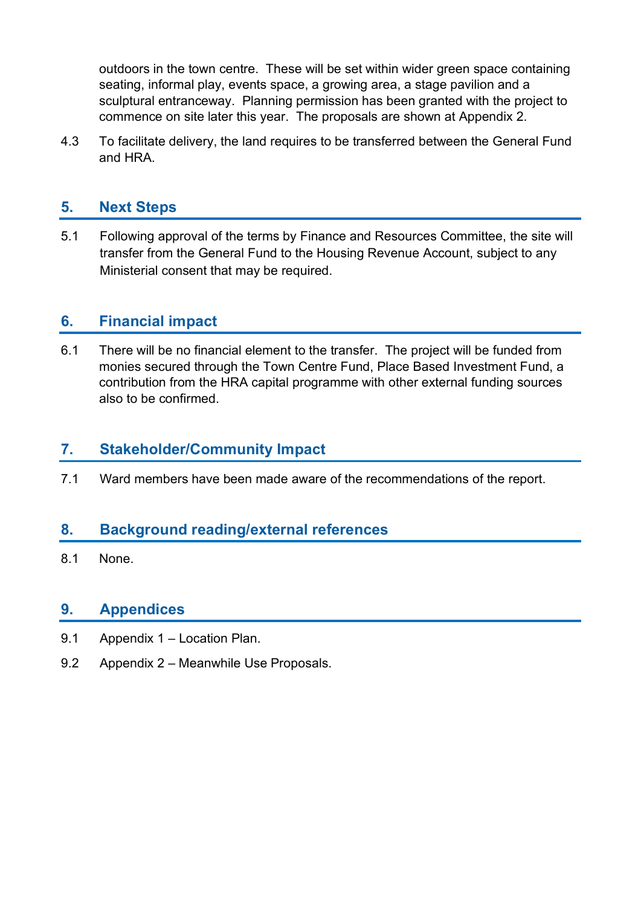outdoors in the town centre. These will be set within wider green space containing seating, informal play, events space, a growing area, a stage pavilion and a sculptural entranceway. Planning permission has been granted with the project to commence on site later this year. The proposals are shown at Appendix 2.

4.3 To facilitate delivery, the land requires to be transferred between the General Fund and HRA.

## 5. Next Steps

5.1 Following approval of the terms by Finance and Resources Committee, the site will transfer from the General Fund to the Housing Revenue Account, subject to any Ministerial consent that may be required.

## 6. Financial impact

6.1 There will be no financial element to the transfer. The project will be funded from monies secured through the Town Centre Fund, Place Based Investment Fund, a contribution from the HRA capital programme with other external funding sources also to be confirmed.

## 7. Stakeholder/Community Impact

7.1 Ward members have been made aware of the recommendations of the report.

## 8. Background reading/external references

8.1 None.

## 9. Appendices

9.1 Appendix 1 – Location Plan.

9.2 Appendix 2 – Meanwhile Use Proposals.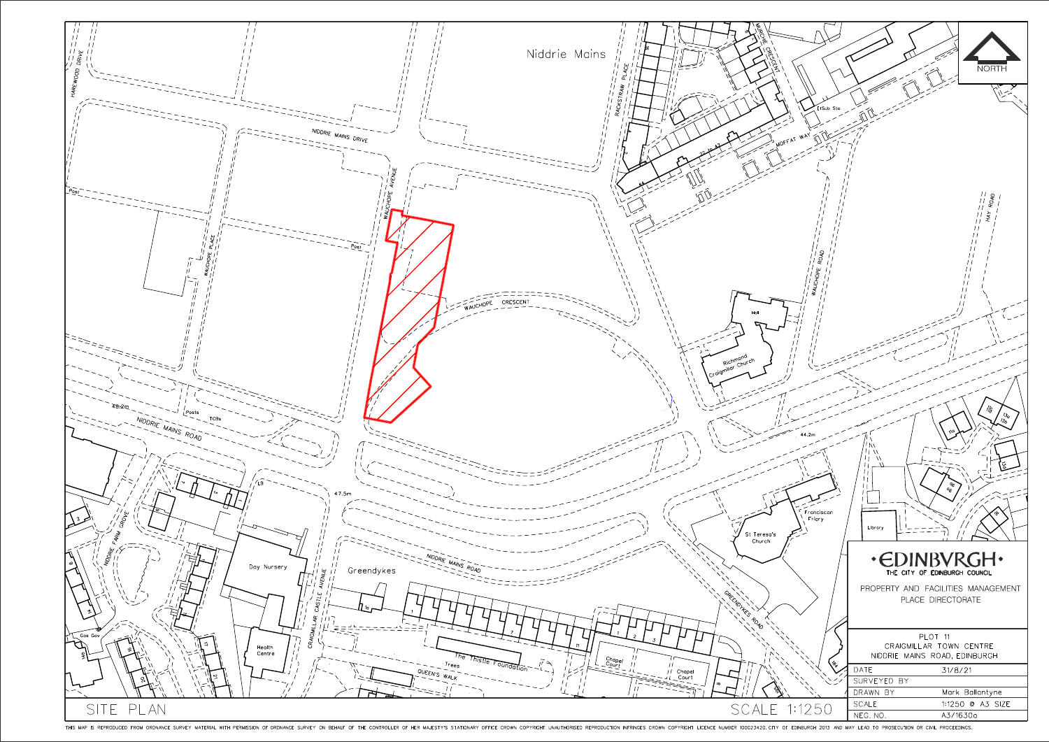# SITE PLAN

SCALE 1:1250

NORTH

·EDINBVRGH·
THE CITY OF EDINBURGH COUNCIL

PROPERTY AND FACILITIES MANAGEMENT
PLACE DIRECTORATE

PLOT 11
CRAIGMILLAR TOWN CENTRE
NIDDRIE MAINS ROAD, EDINBURGH

| | |
|---|---|
| DATE | 31/8/21 |
| SURVEYED BY | |
| DRAWN BY | Mark Ballantyne |
| SCALE | 1:1250 @ A3 SIZE |
| NEG. NO. | A3/1630a |

Niddrie Mains

Greendykes

NIDDRIE MAINS DRIVE

NIDDRIE MAINS ROAD

WAUCHOPE AVENUE

WAUCHOPE PLACE

WAUCHOPE CRESCENT

WAUCHOPE ROAD

RACKSTRAW PLACE

MOFFAT WAY

HAY ROAD

HAREWOOD DRIVE

NIDDRIE FARM GROVE

CRAIGMILLAR CASTLE AVENUE

GREENDYKES ROAD

QUEEN'S WALK

Richmond Craigmillar Church

Hall

St Teresa's Church

Franciscan Friary

Library

Day Nursery

Health Centre

The Thistle Foundation

Chapel Court

Sub Sta

Gas Gov

Post

Posts

TCBs

LB

Trees

48.2m

47.5m

44.2m

THIS MAP IS REPRODUCED FROM ORDNANCE SURVEY MATERIAL WITH PERMISSION OF ORDNANCE SURVEY ON BEHALF OF THE CONTROLLER OF HER MAJESTY'S STATIONARY OFFICE CROWN COPYRIGHT. UNAUTHORISED REPRODUCTION INFRINGES CROWN COPYRIGHT LICENCE NUMBER 100023420. CITY OF EDINBURGH 2013 AND MAY LEAD TO PROSECUTION OR CIVIL PROCEEDINGS.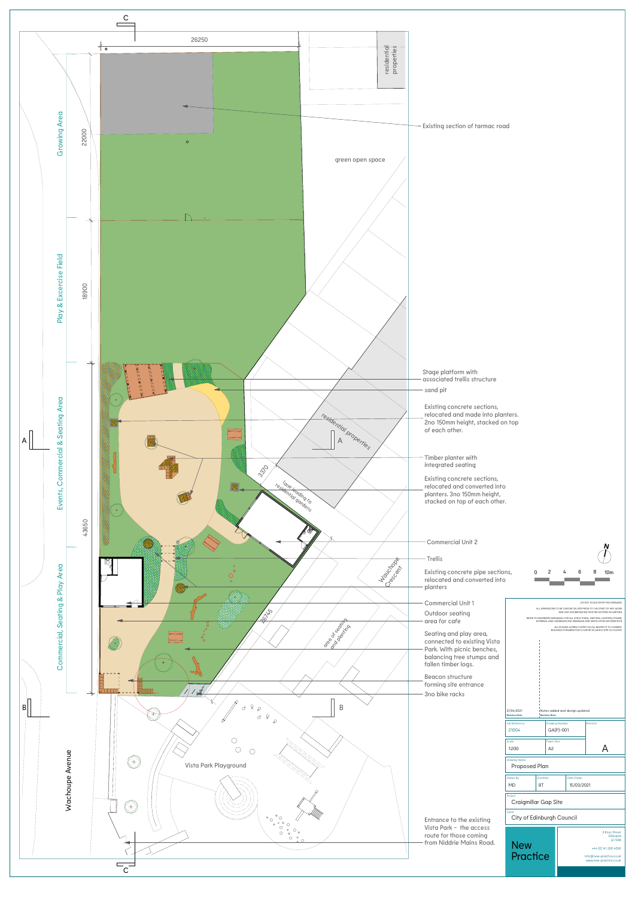Growing Area

22000

Play & Excercise Field

18900

Events, Commercial & Seating Area

43650

Commercial, Seating & Play Area

Wachoupe Avenue

26250

residential properties

green open space

residential properties

lane leading to residential gardens

3370

26745

Wauchope Crescent

area of seating and planting

Vista Park Playground

A

B

C

- Existing section of tarmac road
- Stage platform with associated trellis structure
- sand pit
- Existing concrete sections, relocated and made into planters. 2no 150mm height, stacked on top of each other.
- Timber planter with integrated seating
- Existing concrete sections, relocated and converted into planters. 3no 150mm height, stacked on top of each other.
- Commercial Unit 2
- Trellis
- Existing concrete pipe sections, relocated and converted into planters
- Commercial Unit 1
- Outdoor seating area for cafe
- Seating and play area, connected to existing Vista Park. With picnic benches, balancing tree stumps and fallen timber logs.
- Beacon structure forming site entrance
- 3no bike racks
- Entrance to the existing Vista Park - the access route for those coming from Niddrie Mains Road.

N

0 2 4 6 8 10m

DO NOT SCALE FROM THIS DRAWING

ALL DIMENSIONS TO BE CHECKED ON SITE PRIOR TO THE START OF ANY WORK AND ANY DISCREPANCIES MUST BE NOTIFIED IN WRITING

REFER TO ENGINEER'S DRAWINGS FOR ALL STRUCTURAL, HEATING, LIGHTING, POWER, EXTERNAL AND UNDERGROUND DRAINAGE AND VENTILATION INFORMATION

ALL BUILDING WORKS COMPLY IN ALL RESPECTS TO CURRENT BUILDING STANDARDS FOR COUNTRY IN WHICH SITE IS LOCATED

| Revision Date | Revision Note |
|---|---|
| 21/04/2021 | Notes added and design updated |

| Job Reference | Drawing Number | Revision |
|---|---|---|
| 21004 | GA(P)-001 | A |
| **Scale** | **Paper Size** | |
| 1:200 | A2 | |

Drawing Name: Proposed Plan

| Drawn By | Checked | Date Drawn |
|---|---|---|
| MD | BT | 15/03/2021 |

Project: Craigmillar Gap Site

Client: City of Edinburgh Council

New Practice

3 Ross Street
Glasgow
G1 5AR

+44 (0) 141 226 4092

info@new-practice.co.uk
www.new-practice.co.uk